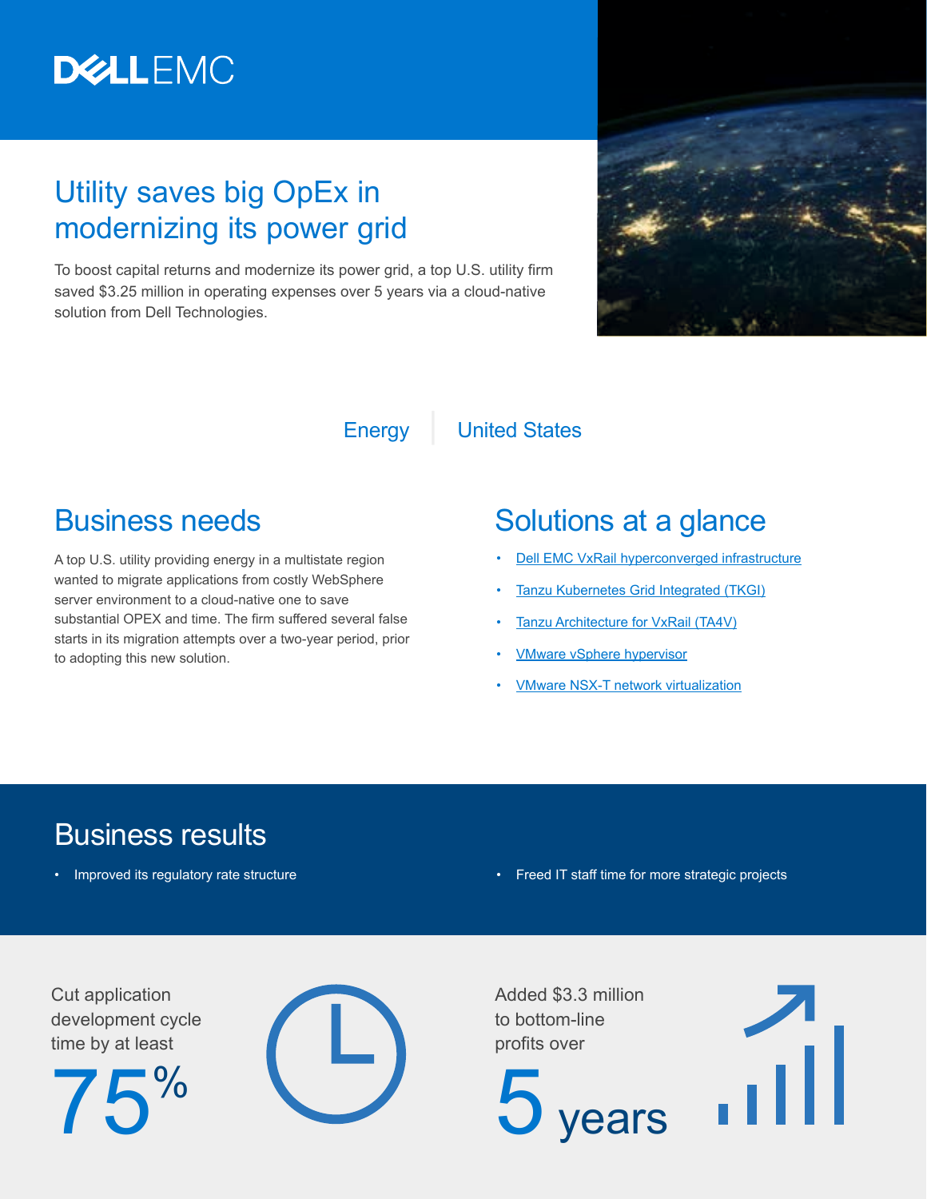DELL EMC

# Utility saves big OpEx in modernizing its power grid

To boost capital returns and modernize its power grid, a top U.S. utility firm saved $3.25 million in operating expenses over 5 years via a cloud-native solution from Dell Technologies.

Energy | United States

## Business needs

A top U.S. utility providing energy in a multistate region wanted to migrate applications from costly WebSphere server environment to a cloud-native one to save substantial OPEX and time. The firm suffered several false starts in its migration attempts over a two-year period, prior to adopting this new solution.

## Solutions at a glance

- Dell EMC VxRail hyperconverged infrastructure
- Tanzu Kubernetes Grid Integrated (TKGI)
- Tanzu Architecture for VxRail (TA4V)
- VMware vSphere hypervisor
- VMware NSX-T network virtualization

## Business results

- Improved its regulatory rate structure
- Freed IT staff time for more strategic projects

Cut application development cycle time by at least

75%

Added $3.3 million to bottom-line profits over

5 years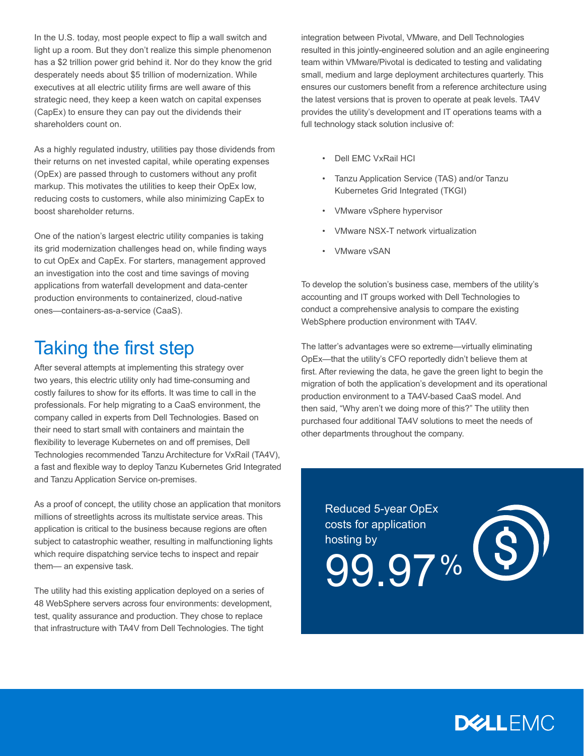In the U.S. today, most people expect to flip a wall switch and light up a room. But they don't realize this simple phenomenon has a $2 trillion power grid behind it. Nor do they know the grid desperately needs about $5 trillion of modernization. While executives at all electric utility firms are well aware of this strategic need, they keep a keen watch on capital expenses (CapEx) to ensure they can pay out the dividends their shareholders count on.

As a highly regulated industry, utilities pay those dividends from their returns on net invested capital, while operating expenses (OpEx) are passed through to customers without any profit markup. This motivates the utilities to keep their OpEx low, reducing costs to customers, while also minimizing CapEx to boost shareholder returns.

One of the nation's largest electric utility companies is taking its grid modernization challenges head on, while finding ways to cut OpEx and CapEx. For starters, management approved an investigation into the cost and time savings of moving applications from waterfall development and data-center production environments to containerized, cloud-native ones—containers-as-a-service (CaaS).

## Taking the first step

After several attempts at implementing this strategy over two years, this electric utility only had time-consuming and costly failures to show for its efforts. It was time to call in the professionals. For help migrating to a CaaS environment, the company called in experts from Dell Technologies. Based on their need to start small with containers and maintain the flexibility to leverage Kubernetes on and off premises, Dell Technologies recommended Tanzu Architecture for VxRail (TA4V), a fast and flexible way to deploy Tanzu Kubernetes Grid Integrated and Tanzu Application Service on-premises.

As a proof of concept, the utility chose an application that monitors millions of streetlights across its multistate service areas. This application is critical to the business because regions are often subject to catastrophic weather, resulting in malfunctioning lights which require dispatching service techs to inspect and repair them— an expensive task.

The utility had this existing application deployed on a series of 48 WebSphere servers across four environments: development, test, quality assurance and production. They chose to replace that infrastructure with TA4V from Dell Technologies. The tight integration between Pivotal, VMware, and Dell Technologies resulted in this jointly-engineered solution and an agile engineering team within VMware/Pivotal is dedicated to testing and validating small, medium and large deployment architectures quarterly. This ensures our customers benefit from a reference architecture using the latest versions that is proven to operate at peak levels. TA4V provides the utility's development and IT operations teams with a full technology stack solution inclusive of:

- Dell EMC VxRail HCI
- Tanzu Application Service (TAS) and/or Tanzu Kubernetes Grid Integrated (TKGI)
- VMware vSphere hypervisor
- VMware NSX-T network virtualization
- VMware vSAN

To develop the solution's business case, members of the utility's accounting and IT groups worked with Dell Technologies to conduct a comprehensive analysis to compare the existing WebSphere production environment with TA4V.

The latter's advantages were so extreme—virtually eliminating OpEx—that the utility's CFO reportedly didn't believe them at first. After reviewing the data, he gave the green light to begin the migration of both the application's development and its operational production environment to a TA4V-based CaaS model. And then said, "Why aren't we doing more of this?" The utility then purchased four additional TA4V solutions to meet the needs of other departments throughout the company.

Reduced 5-year OpEx costs for application hosting by

**99.97%**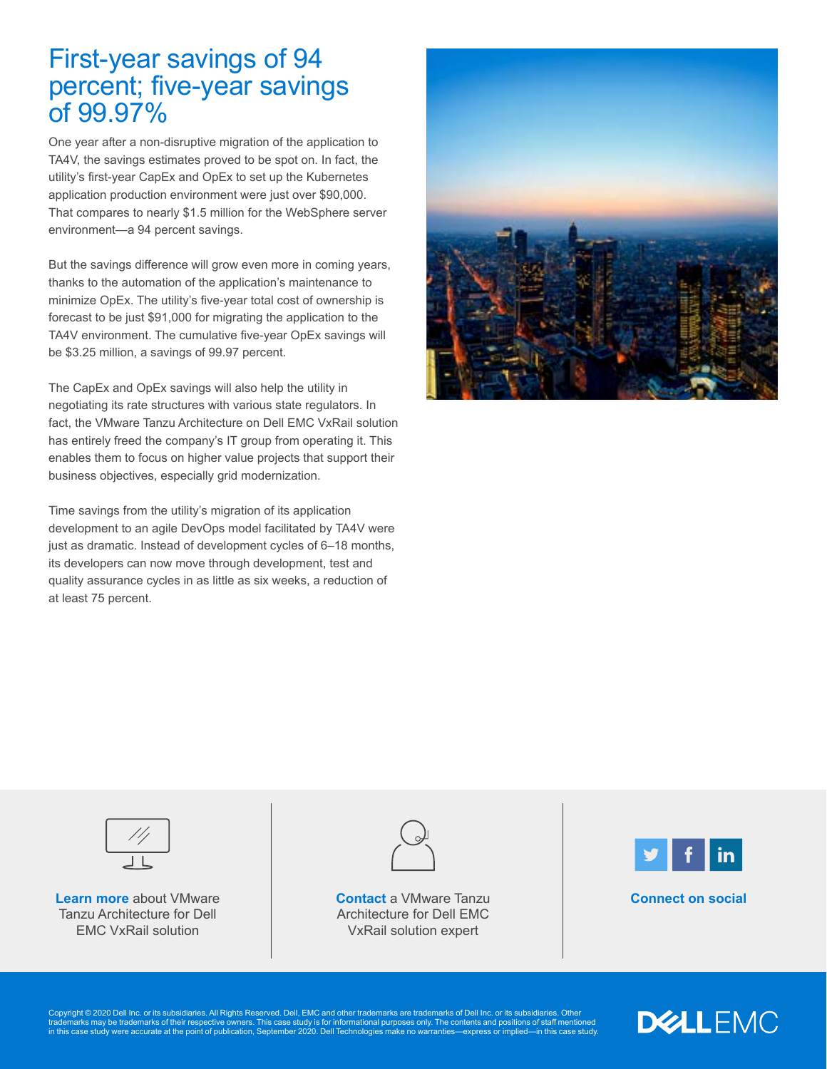## First-year savings of 94 percent; five-year savings of 99.97%

One year after a non-disruptive migration of the application to TA4V, the savings estimates proved to be spot on. In fact, the utility's first-year CapEx and OpEx to set up the Kubernetes application production environment were just over $90,000. That compares to nearly $1.5 million for the WebSphere server environment—a 94 percent savings.

But the savings difference will grow even more in coming years, thanks to the automation of the application's maintenance to minimize OpEx. The utility's five-year total cost of ownership is forecast to be just $91,000 for migrating the application to the TA4V environment. The cumulative five-year OpEx savings will be $3.25 million, a savings of 99.97 percent.

The CapEx and OpEx savings will also help the utility in negotiating its rate structures with various state regulators. In fact, the VMware Tanzu Architecture on Dell EMC VxRail solution has entirely freed the company's IT group from operating it. This enables them to focus on higher value projects that support their business objectives, especially grid modernization.

Time savings from the utility's migration of its application development to an agile DevOps model facilitated by TA4V were just as dramatic. Instead of development cycles of 6–18 months, its developers can now move through development, test and quality assurance cycles in as little as six weeks, a reduction of at least 75 percent.

**Learn more** about VMware Tanzu Architecture for Dell EMC VxRail solution

**Contact** a VMware Tanzu Architecture for Dell EMC VxRail solution expert

**Connect on social**

Copyright © 2020 Dell Inc. or its subsidiaries. All Rights Reserved. Dell, EMC and other trademarks are trademarks of Dell Inc. or its subsidiaries. Other trademarks may be trademarks of their respective owners. This case study is for informational purposes only. The contents and positions of staff mentioned in this case study were accurate at the point of publication, September 2020. Dell Technologies make no warranties—express or implied—in this case study.